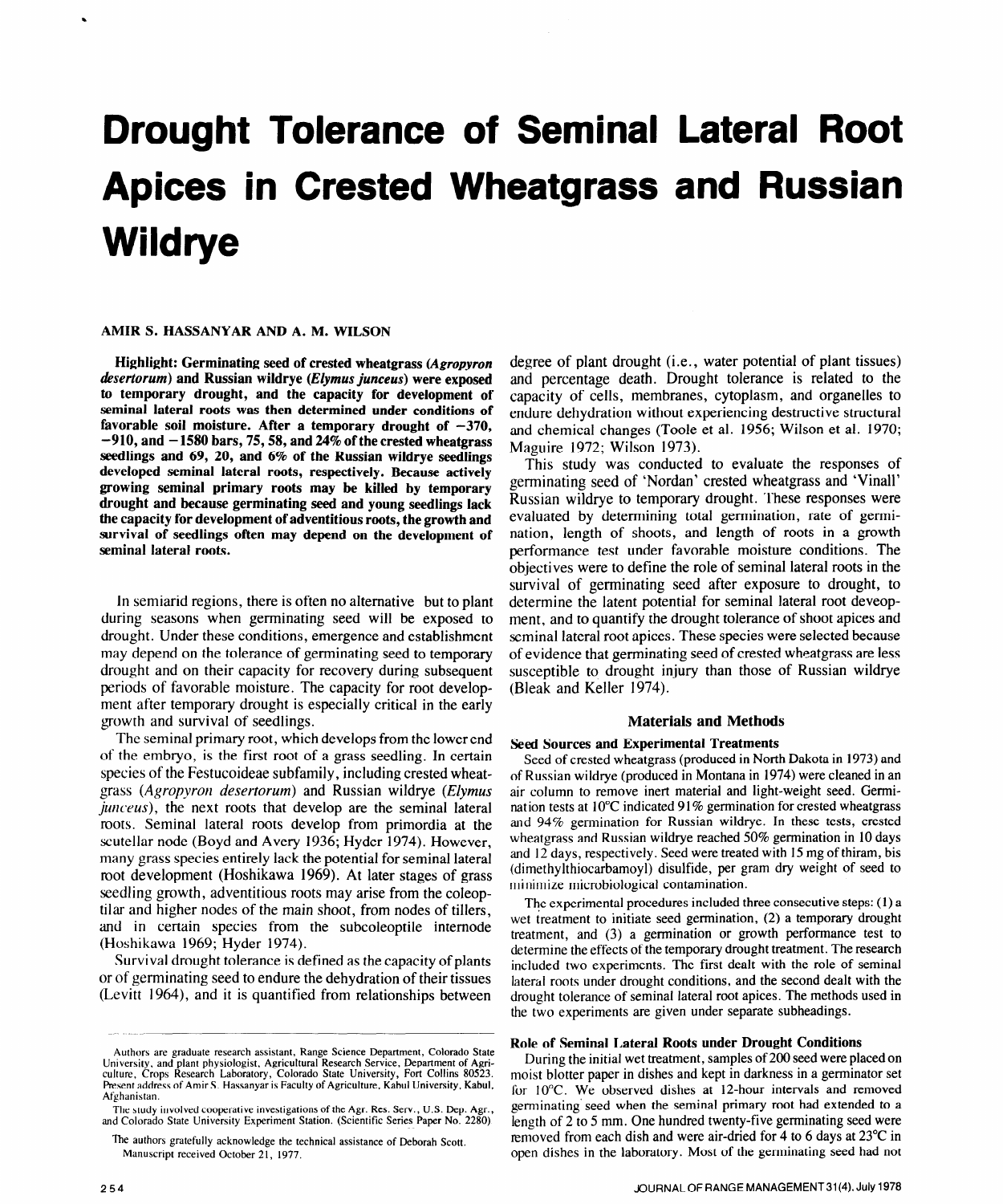# Drought Tolerance of Seminal Lateral Root Apices in Crested Wheatgrass and Russian Wildrye

AMIR S. HASSANYAR AND A. M. WILSON

**Highlight: Germinating seed of crested wheatgrass (*Agropyron desertorum*) and Russian wildrye (*Elymus junceus*) were exposed to temporary drought, and the capacity for development of seminal lateral roots was then determined under conditions of favorable soil moisture. After a temporary drought of −370, −910, and −1580 bars, 75, 58, and 24% of the crested wheatgrass seedlings and 69, 20, and 6% of the Russian wildrye seedlings developed seminal lateral roots, respectively. Because actively growing seminal primary roots may be killed by temporary drought and because germinating seed and young seedlings lack the capacity for development of adventitious roots, the growth and survival of seedlings often may depend on the development of seminal lateral roots.**

In semiarid regions, there is often no alternative but to plant during seasons when germinating seed will be exposed to drought. Under these conditions, emergence and establishment may depend on the tolerance of germinating seed to temporary drought and on their capacity for recovery during subsequent periods of favorable moisture. The capacity for root development after temporary drought is especially critical in the early growth and survival of seedlings.

The seminal primary root, which develops from the lower end of the embryo, is the first root of a grass seedling. In certain species of the Festucoideae subfamily, including crested wheatgrass (*Agropyron desertorum*) and Russian wildrye (*Elymus junceus*), the next roots that develop are the seminal lateral roots. Seminal lateral roots develop from primordia at the scutellar node (Boyd and Avery 1936; Hyder 1974). However, many grass species entirely lack the potential for seminal lateral root development (Hoshikawa 1969). At later stages of grass seedling growth, adventitious roots may arise from the coleoptilar and higher nodes of the main shoot, from nodes of tillers, and in certain species from the subcoleoptile internode (Hoshikawa 1969; Hyder 1974).

Survival drought tolerance is defined as the capacity of plants or of germinating seed to endure the dehydration of their tissues (Levitt 1964), and it is quantified from relationships between degree of plant drought (i.e., water potential of plant tissues) and percentage death. Drought tolerance is related to the capacity of cells, membranes, cytoplasm, and organelles to endure dehydration without experiencing destructive structural and chemical changes (Toole et al. 1956; Wilson et al. 1970; Maguire 1972; Wilson 1973).

This study was conducted to evaluate the responses of germinating seed of 'Nordan' crested wheatgrass and 'Vinall' Russian wildrye to temporary drought. These responses were evaluated by determining total germination, rate of germination, length of shoots, and length of roots in a growth performance test under favorable moisture conditions. The objectives were to define the role of seminal lateral roots in the survival of germinating seed after exposure to drought, to determine the latent potential for seminal lateral root deveopment, and to quantify the drought tolerance of shoot apices and seminal lateral root apices. These species were selected because of evidence that germinating seed of crested wheatgrass are less susceptible to drought injury than those of Russian wildrye (Bleak and Keller 1974).

## Materials and Methods

### Seed Sources and Experimental Treatments

Seed of crested wheatgrass (produced in North Dakota in 1973) and of Russian wildrye (produced in Montana in 1974) were cleaned in an air column to remove inert material and light-weight seed. Germination tests at 10°C indicated 91% germination for crested wheatgrass and 94% germination for Russian wildrye. In these tests, crested wheatgrass and Russian wildrye reached 50% germination in 10 days and 12 days, respectively. Seed were treated with 15 mg of thiram, bis (dimethylthiocarbamoyl) disulfide, per gram dry weight of seed to minimize microbiological contamination.

The experimental procedures included three consecutive steps: (1) a wet treatment to initiate seed germination, (2) a temporary drought treatment, and (3) a germination or growth performance test to determine the effects of the temporary drought treatment. The research included two experiments. The first dealt with the role of seminal lateral roots under drought conditions, and the second dealt with the drought tolerance of seminal lateral root apices. The methods used in the two experiments are given under separate subheadings.

### Role of Seminal Lateral Roots under Drought Conditions

During the initial wet treatment, samples of 200 seed were placed on moist blotter paper in dishes and kept in darkness in a germinator set for 10°C. We observed dishes at 12-hour intervals and removed germinating seed when the seminal primary root had extended to a length of 2 to 5 mm. One hundred twenty-five germinating seed were removed from each dish and were air-dried for 4 to 6 days at 23°C in open dishes in the laboratory. Most of the germinating seed had not

Authors are graduate research assistant, Range Science Department, Colorado State University, and plant physiologist, Agricultural Research Service, Department of Agriculture, Crops Research Laboratory, Colorado State University, Fort Collins 80523. Present address of Amir S. Hassanyar is Faculty of Agriculture, Kabul University, Kabul, Afghanistan.

The study involved cooperative investigations of the Agr. Res. Serv., U.S. Dep. Agr., and Colorado State University Experiment Station. (Scientific Series Paper No. 2280)

The authors gratefully acknowledge the technical assistance of Deborah Scott.

Manuscript received October 21, 1977.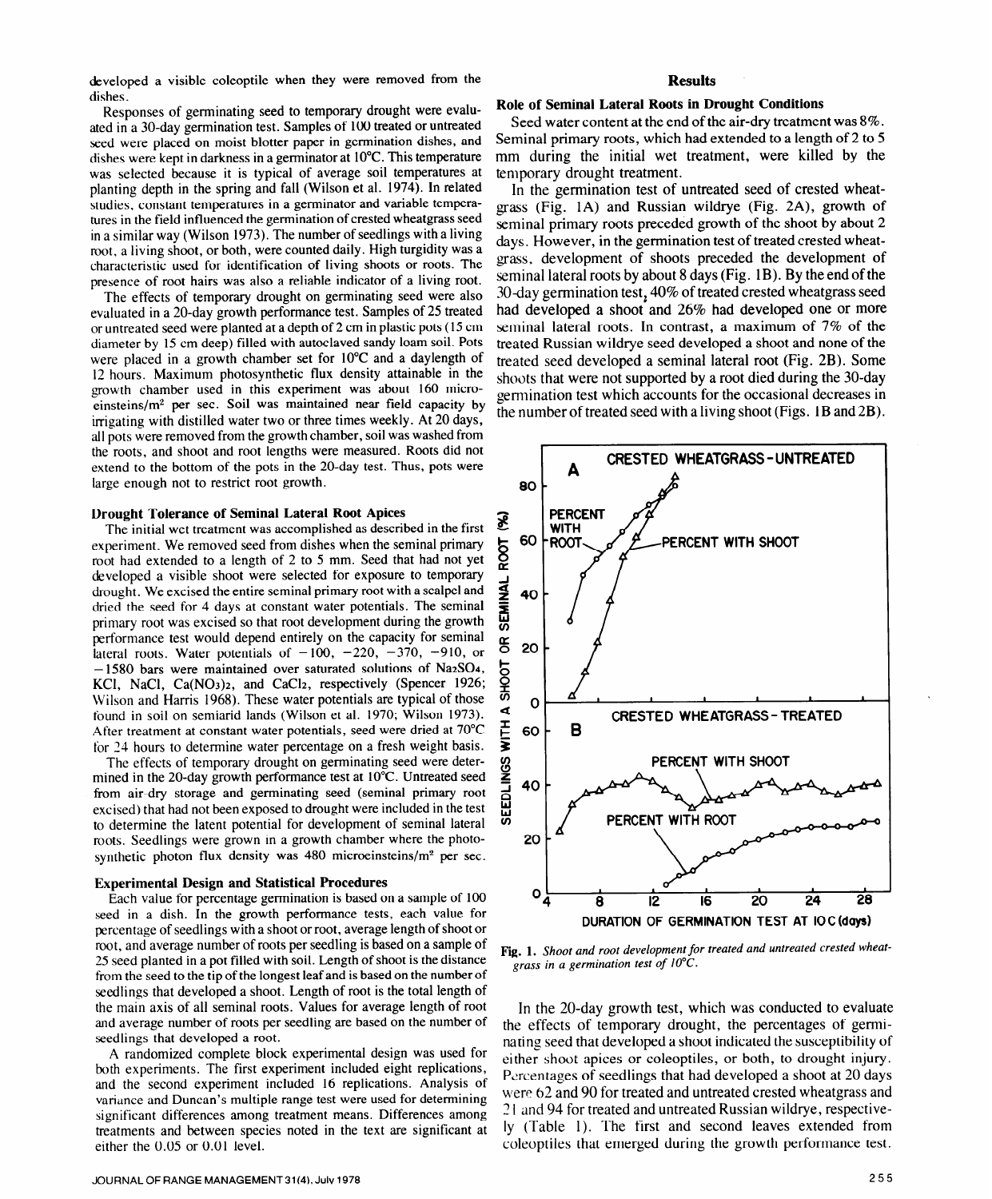developed a visible coleoptile when they were removed from the dishes.

Responses of germinating seed to temporary drought were evaluated in a 30-day germination test. Samples of 100 treated or untreated seed were placed on moist blotter paper in germination dishes, and dishes were kept in darkness in a germinator at 10°C. This temperature was selected because it is typical of average soil temperatures at planting depth in the spring and fall (Wilson et al. 1974). In related studies, constant temperatures in a germinator and variable temperatures in the field influenced the germination of crested wheatgrass seed in a similar way (Wilson 1973). The number of seedlings with a living root, a living shoot, or both, were counted daily. High turgidity was a characteristic used for identification of living shoots or roots. The presence of root hairs was also a reliable indicator of a living root.

The effects of temporary drought on germinating seed were also evaluated in a 20-day growth performance test. Samples of 25 treated or untreated seed were planted at a depth of 2 cm in plastic pots (15 cm diameter by 15 cm deep) filled with autoclaved sandy loam soil. Pots were placed in a growth chamber set for 10°C and a daylength of 12 hours. Maximum photosynthetic flux density attainable in the growth chamber used in this experiment was about 160 microeinsteins/m$^2$ per sec. Soil was maintained near field capacity by irrigating with distilled water two or three times weekly. At 20 days, all pots were removed from the growth chamber, soil was washed from the roots, and shoot and root lengths were measured. Roots did not extend to the bottom of the pots in the 20-day test. Thus, pots were large enough not to restrict root growth.

### Drought Tolerance of Seminal Lateral Root Apices

The initial wet treatment was accomplished as described in the first experiment. We removed seed from dishes when the seminal primary root had extended to a length of 2 to 5 mm. Seed that had not yet developed a visible shoot were selected for exposure to temporary drought. We excised the entire seminal primary root with a scalpel and dried the seed for 4 days at constant water potentials. The seminal primary root was excised so that root development during the growth performance test would depend entirely on the capacity for seminal lateral roots. Water potentials of −100, −220, −370, −910, or −1580 bars were maintained over saturated solutions of $Na_2SO_4$, KCl, NaCl, $Ca(NO_3)_2$, and $CaCl_2$, respectively (Spencer 1926; Wilson and Harris 1968). These water potentials are typical of those found in soil on semiarid lands (Wilson et al. 1970; Wilson 1973). After treatment at constant water potentials, seed were dried at 70°C for 24 hours to determine water percentage on a fresh weight basis.

The effects of temporary drought on germinating seed were determined in the 20-day growth performance test at 10°C. Untreated seed from air-dry storage and germinating seed (seminal primary root excised) that had not been exposed to drought were included in the test to determine the latent potential for development of seminal lateral roots. Seedlings were grown in a growth chamber where the photosynthetic photon flux density was 480 microeinsteins/m$^2$ per sec.

### Experimental Design and Statistical Procedures

Each value for percentage germination is based on a sample of 100 seed in a dish. In the growth performance tests, each value for percentage of seedlings with a shoot or root, average length of shoot or root, and average number of roots per seedling is based on a sample of 25 seed planted in a pot filled with soil. Length of shoot is the distance from the seed to the tip of the longest leaf and is based on the number of seedlings that developed a shoot. Length of root is the total length of the main axis of all seminal roots. Values for average length of root and average number of roots per seedling are based on the number of seedlings that developed a root.

A randomized complete block experimental design was used for both experiments. The first experiment included eight replications, and the second experiment included 16 replications. Analysis of variance and Duncan's multiple range test were used for determining significant differences among treatment means. Differences among treatments and between species noted in the text are significant at either the 0.05 or 0.01 level.

## Results

### Role of Seminal Lateral Roots in Drought Conditions

Seed water content at the end of the air-dry treatment was 8%. Seminal primary roots, which had extended to a length of 2 to 5 mm during the initial wet treatment, were killed by the temporary drought treatment.

In the germination test of untreated seed of crested wheatgrass (Fig. 1A) and Russian wildrye (Fig. 2A), growth of seminal primary roots preceded growth of the shoot by about 2 days. However, in the germination test of treated crested wheatgrass, development of shoots preceded the development of seminal lateral roots by about 8 days (Fig. 1B). By the end of the 30-day germination test, 40% of treated crested wheatgrass seed had developed a shoot and 26% had developed one or more seminal lateral roots. In contrast, a maximum of 7% of the treated Russian wildrye seed developed a shoot and none of the treated seed developed a seminal lateral root (Fig. 2B). Some shoots that were not supported by a root died during the 30-day germination test which accounts for the occasional decreases in the number of treated seed with a living shoot (Figs. 1B and 2B).

**Fig. 1.** *Shoot and root development for treated and untreated crested wheatgrass in a germination test of 10°C.*

In the 20-day growth test, which was conducted to evaluate the effects of temporary drought, the percentages of germinating seed that developed a shoot indicated the susceptibility of either shoot apices or coleoptiles, or both, to drought injury. Percentages of seedlings that had developed a shoot at 20 days were 62 and 90 for treated and untreated crested wheatgrass and 21 and 94 for treated and untreated Russian wildrye, respectively (Table 1). The first and second leaves extended from coleoptiles that emerged during the growth performance test.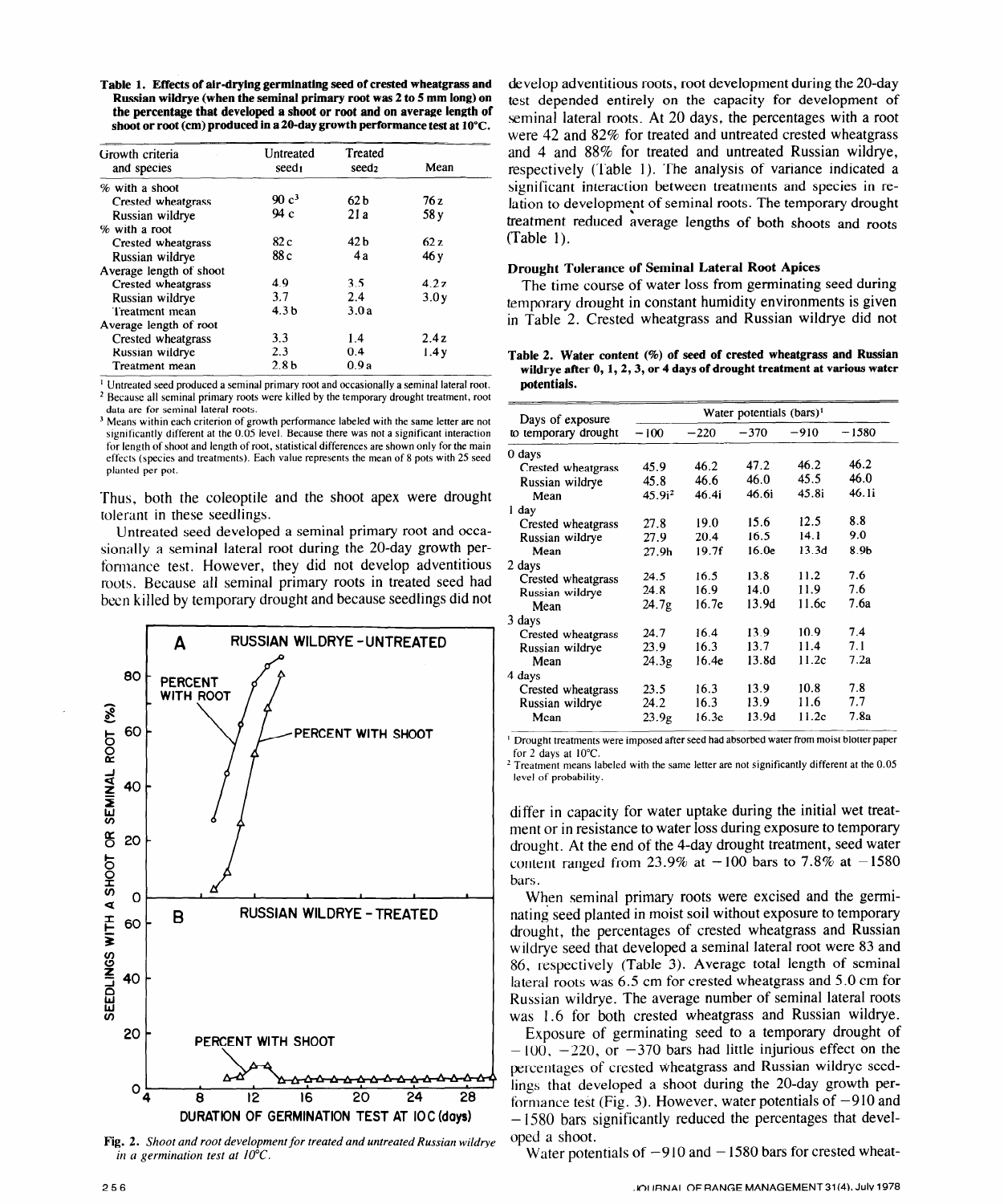**Table 1. Effects of air-drying germinating seed of crested wheatgrass and Russian wildrye (when the seminal primary root was 2 to 5 mm long) on the percentage that developed a shoot or root and on average length of shoot or root (cm) produced in a 20-day growth performance test at 10°C.**

| Growth criteria and species | Untreated seed[1] | Treated seed[2] | Mean |
|---|---|---|---|
| % with a shoot | | | |
| Crested wheatgrass | 90 c[3] | 62 b | 76 z |
| Russian wildrye | 94 c | 21 a | 58 y |
| % with a root | | | |
| Crested wheatgrass | 82 c | 42 b | 62 z |
| Russian wildrye | 88 c | 4 a | 46 y |
| Average length of shoot | | | |
| Crested wheatgrass | 4.9 | 3.5 | 4.2 z |
| Russian wildrye | 3.7 | 2.4 | 3.0 y |
| Treatment mean | 4.3 b | 3.0 a | |
| Average length of root | | | |
| Crested wheatgrass | 3.3 | 1.4 | 2.4 z |
| Russian wildrye | 2.3 | 0.4 | 1.4 y |
| Treatment mean | 2.8 b | 0.9 a | |

[1] Untreated seed produced a seminal primary root and occasionally a seminal lateral root.
[2] Because all seminal primary roots were killed by the temporary drought treatment, root data are for seminal lateral roots.
[3] Means within each criterion of growth performance labeled with the same letter are not significantly different at the 0.05 level. Because there was not a significant interaction for length of shoot and length of root, statistical differences are shown only for the main effects (species and treatments). Each value represents the mean of 8 pots with 25 seed planted per pot.

Thus, both the coleoptile and the shoot apex were drought tolerant in these seedlings.

Untreated seed developed a seminal primary root and occasionally a seminal lateral root during the 20-day growth performance test. However, they did not develop adventitious roots. Because all seminal primary roots in treated seed had been killed by temporary drought and because seedlings did not develop adventitious roots, root development during the 20-day test depended entirely on the capacity for development of seminal lateral roots. At 20 days, the percentages with a root were 42 and 82% for treated and untreated crested wheatgrass and 4 and 88% for treated and untreated Russian wildrye, respectively (Table 1). The analysis of variance indicated a significant interaction between treatments and species in relation to development of seminal roots. The temporary drought treatment reduced average lengths of both shoots and roots (Table 1).

Fig. 2. *Shoot and root development for treated and untreated Russian wildrye in a germination test at 10°C.*

### Drought Tolerance of Seminal Lateral Root Apices

The time course of water loss from germinating seed during temporary drought in constant humidity environments is given in Table 2. Crested wheatgrass and Russian wildrye did not differ in capacity for water uptake during the initial wet treatment or in resistance to water loss during exposure to temporary drought. At the end of the 4-day drought treatment, seed water content ranged from 23.9% at −100 bars to 7.8% at −1580 bars.

**Table 2. Water content (%) of seed of crested wheatgrass and Russian wildrye after 0, 1, 2, 3, or 4 days of drought treatment at various water potentials.**

| Days of exposure to temporary drought | Water potentials (bars)[1] | | | | |
|---|---|---|---|---|---|
| | −100 | −220 | −370 | −910 | −1580 |
| 0 days | | | | | |
| Crested wheatgrass | 45.9 | 46.2 | 47.2 | 46.2 | 46.2 |
| Russian wildrye | 45.8 | 46.6 | 46.0 | 45.5 | 46.0 |
| Mean | 45.9i[2] | 46.4i | 46.6i | 45.8i | 46.1i |
| 1 day | | | | | |
| Crested wheatgrass | 27.8 | 19.0 | 15.6 | 12.5 | 8.8 |
| Russian wildrye | 27.9 | 20.4 | 16.5 | 14.1 | 9.0 |
| Mean | 27.9h | 19.7f | 16.0e | 13.3d | 8.9b |
| 2 days | | | | | |
| Crested wheatgrass | 24.5 | 16.5 | 13.8 | 11.2 | 7.6 |
| Russian wildrye | 24.8 | 16.9 | 14.0 | 11.9 | 7.6 |
| Mean | 24.7g | 16.7e | 13.9d | 11.6c | 7.6a |
| 3 days | | | | | |
| Crested wheatgrass | 24.7 | 16.4 | 13.9 | 10.9 | 7.4 |
| Russian wildrye | 23.9 | 16.3 | 13.7 | 11.4 | 7.1 |
| Mean | 24.3g | 16.4e | 13.8d | 11.2c | 7.2a |
| 4 days | | | | | |
| Crested wheatgrass | 23.5 | 16.3 | 13.9 | 10.8 | 7.8 |
| Russian wildrye | 24.2 | 16.3 | 13.9 | 11.6 | 7.7 |
| Mean | 23.9g | 16.3e | 13.9d | 11.2c | 7.8a |

[1] Drought treatments were imposed after seed had absorbed water from moist blotter paper for 2 days at 10°C.
[2] Treatment means labeled with the same letter are not significantly different at the 0.05 level of probability.

When seminal primary roots were excised and the germinating seed planted in moist soil without exposure to temporary drought, the percentages of crested wheatgrass and Russian wildrye seed that developed a seminal lateral root were 83 and 86, respectively (Table 3). Average total length of seminal lateral roots was 6.5 cm for crested wheatgrass and 5.0 cm for Russian wildrye. The average number of seminal lateral roots was 1.6 for both crested wheatgrass and Russian wildrye.

Exposure of germinating seed to a temporary drought of −100, −220, or −370 bars had little injurious effect on the percentages of crested wheatgrass and Russian wildrye seedlings that developed a shoot during the 20-day growth performance test (Fig. 3). However, water potentials of −910 and −1580 bars significantly reduced the percentages that developed a shoot.

Water potentials of −910 and −1580 bars for crested wheat-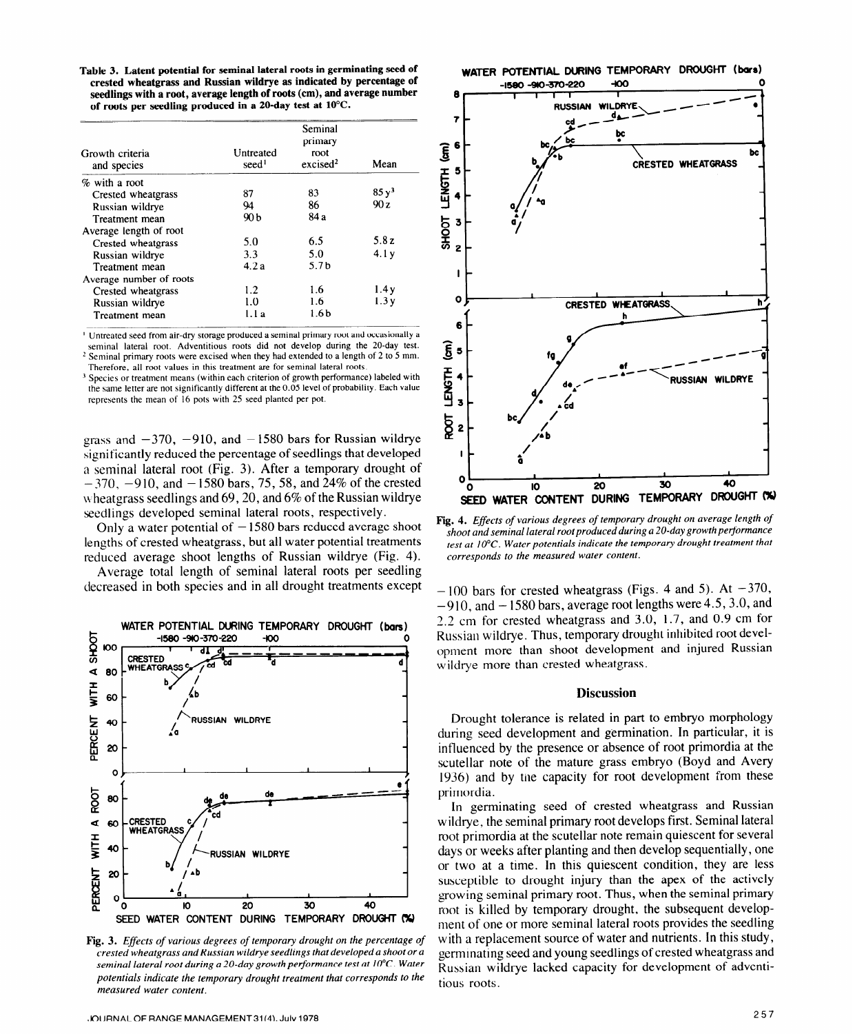**Table 3. Latent potential for seminal lateral roots in germinating seed of crested wheatgrass and Russian wildrye as indicated by percentage of seedlings with a root, average length of roots (cm), and average number of roots per seedling produced in a 20-day test at 10°C.**

| Growth criteria and species | Untreated seed[1] | Seminal primary root excised[2] | Mean |
|---|---|---|---|
| % with a root | | | |
| Crested wheatgrass | 87 | 83 | 85 y[3] |
| Russian wildrye | 94 | 86 | 90 z |
| Treatment mean | 90 b | 84 a | |
| Average length of root | | | |
| Crested wheatgrass | 5.0 | 6.5 | 5.8 z |
| Russian wildrye | 3.3 | 5.0 | 4.1 y |
| Treatment mean | 4.2 a | 5.7 b | |
| Average number of roots | | | |
| Crested wheatgrass | 1.2 | 1.6 | 1.4 y |
| Russian wildrye | 1.0 | 1.6 | 1.3 y |
| Treatment mean | 1.1 a | 1.6 b | |

[1] Untreated seed from air-dry storage produced a seminal primary root and occasionally a seminal lateral root. Adventitious roots did not develop during the 20-day test.
[2] Seminal primary roots were excised when they had extended to a length of 2 to 5 mm. Therefore, all root values in this treatment are for seminal lateral roots.
[3] Species or treatment means (within each criterion of growth performance) labeled with the same letter are not significantly different at the 0.05 level of probability. Each value represents the mean of 16 pots with 25 seed planted per pot.

grass and −370, −910, and −1580 bars for Russian wildrye significantly reduced the percentage of seedlings that developed a seminal lateral root (Fig. 3). After a temporary drought of −370, −910, and −1580 bars, 75, 58, and 24% of the crested wheatgrass seedlings and 69, 20, and 6% of the Russian wildrye seedlings developed seminal lateral roots, respectively.

Only a water potential of −1580 bars reduced average shoot lengths of crested wheatgrass, but all water potential treatments reduced average shoot lengths of Russian wildrye (Fig. 4).

Average total length of seminal lateral roots per seedling decreased in both species and in all drought treatments except −100 bars for crested wheatgrass (Figs. 4 and 5). At −370, −910, and −1580 bars, average root lengths were 4.5, 3.0, and 2.2 cm for crested wheatgrass and 3.0, 1.7, and 0.9 cm for Russian wildrye. Thus, temporary drought inhibited root development more than shoot development and injured Russian wildrye more than crested wheatgrass.

Fig. 3. *Effects of various degrees of temporary drought on the percentage of crested wheatgrass and Russian wildrye seedlings that developed a shoot or a seminal lateral root during a 20-day growth performance test at 10°C. Water potentials indicate the temporary drought treatment that corresponds to the measured water content.*

Fig. 4. *Effects of various degrees of temporary drought on average length of shoot and seminal lateral root produced during a 20-day growth performance test at 10°C. Water potentials indicate the temporary drought treatment that corresponds to the measured water content.*

## Discussion

Drought tolerance is related in part to embryo morphology during seed development and germination. In particular, it is influenced by the presence or absence of root primordia at the scutellar note of the mature grass embryo (Boyd and Avery 1936) and by the capacity for root development from these primordia.

In germinating seed of crested wheatgrass and Russian wildrye, the seminal primary root develops first. Seminal lateral root primordia at the scutellar note remain quiescent for several days or weeks after planting and then develop sequentially, one or two at a time. In this quiescent condition, they are less susceptible to drought injury than the apex of the actively growing seminal primary root. Thus, when the seminal primary root is killed by temporary drought, the subsequent development of one or more seminal lateral roots provides the seedling with a replacement source of water and nutrients. In this study, germinating seed and young seedlings of crested wheatgrass and Russian wildrye lacked capacity for development of adventitious roots.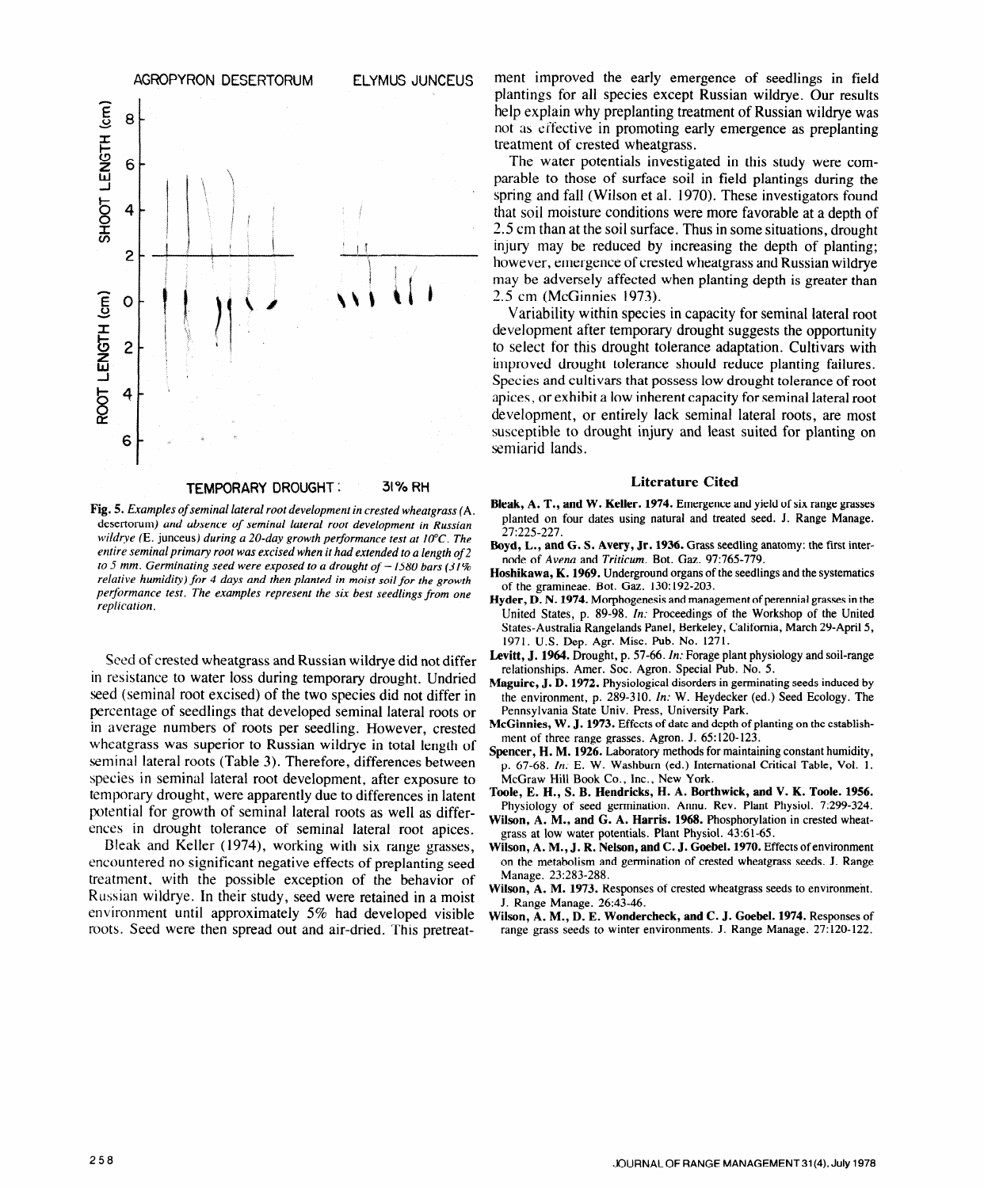AGROPYRON DESERTORUM

ELYMUS JUNCEUS

SHOOT LENGTH (cm)

8

6

4

2

0

2

4

6

ROOT LENGTH (cm)

TEMPORARY DROUGHT : 31% RH

**Fig. 5.** *Examples of seminal lateral root development in crested wheatgrass (*A. desertorum*) and absence of seminal lateral root development in Russian wildrye (*E. junceus*) during a 20-day growth performance test at 10°C. The entire seminal primary root was excised when it had extended to a length of 2 to 5 mm. Germinating seed were exposed to a drought of −1580 bars (31% relative humidity) for 4 days and then planted in moist soil for the growth performance test. The examples represent the six best seedlings from one replication.*

Seed of crested wheatgrass and Russian wildrye did not differ in resistance to water loss during temporary drought. Undried seed (seminal root excised) of the two species did not differ in percentage of seedlings that developed seminal lateral roots or in average numbers of roots per seedling. However, crested wheatgrass was superior to Russian wildrye in total length of seminal lateral roots (Table 3). Therefore, differences between species in seminal lateral root development, after exposure to temporary drought, were apparently due to differences in latent potential for growth of seminal lateral roots as well as differences in drought tolerance of seminal lateral root apices.

Bleak and Keller (1974), working with six range grasses, encountered no significant negative effects of preplanting seed treatment, with the possible exception of the behavior of Russian wildrye. In their study, seed were retained in a moist environment until approximately 5% had developed visible roots. Seed were then spread out and air-dried. This pretreatment improved the early emergence of seedlings in field plantings for all species except Russian wildrye. Our results help explain why preplanting treatment of Russian wildrye was not as effective in promoting early emergence as preplanting treatment of crested wheatgrass.

The water potentials investigated in this study were comparable to those of surface soil in field plantings during the spring and fall (Wilson et al. 1970). These investigators found that soil moisture conditions were more favorable at a depth of 2.5 cm than at the soil surface. Thus in some situations, drought injury may be reduced by increasing the depth of planting; however, emergence of crested wheatgrass and Russian wildrye may be adversely affected when planting depth is greater than 2.5 cm (McGinnies 1973).

Variability within species in capacity for seminal lateral root development after temporary drought suggests the opportunity to select for this drought tolerance adaptation. Cultivars with improved drought tolerance should reduce planting failures. Species and cultivars that possess low drought tolerance of root apices, or exhibit a low inherent capacity for seminal lateral root development, or entirely lack seminal lateral roots, are most susceptible to drought injury and least suited for planting on semiarid lands.

## Literature Cited

**Bleak, A. T., and W. Keller. 1974.** Emergence and yield of six range grasses planted on four dates using natural and treated seed. J. Range Manage. 27:225-227.

**Boyd, L., and G. S. Avery, Jr. 1936.** Grass seedling anatomy: the first internode of *Avena* and *Triticum*. Bot. Gaz. 97:765-779.

**Hoshikawa, K. 1969.** Underground organs of the seedlings and the systematics of the gramineae. Bot. Gaz. 130:192-203.

**Hyder, D. N. 1974.** Morphogenesis and management of perennial grasses in the United States, p. 89-98. *In:* Proceedings of the Workshop of the United States-Australia Rangelands Panel, Berkeley, California, March 29-April 5, 1971. U.S. Dep. Agr. Misc. Pub. No. 1271.

**Levitt, J. 1964.** Drought, p. 57-66. *In:* Forage plant physiology and soil-range relationships. Amer. Soc. Agron. Special Pub. No. 5.

**Maguire, J. D. 1972.** Physiological disorders in germinating seeds induced by the environment, p. 289-310. *In:* W. Heydecker (ed.) Seed Ecology. The Pennsylvania State Univ. Press, University Park.

**McGinnies, W. J. 1973.** Effects of date and depth of planting on the establishment of three range grasses. Agron. J. 65:120-123.

**Spencer, H. M. 1926.** Laboratory methods for maintaining constant humidity, p. 67-68. *In:* E. W. Washburn (ed.) International Critical Table, Vol. 1. McGraw Hill Book Co., Inc., New York.

**Toole, E. H., S. B. Hendricks, H. A. Borthwick, and V. K. Toole. 1956.** Physiology of seed germination. Annu. Rev. Plant Physiol. 7:299-324.

**Wilson, A. M., and G. A. Harris. 1968.** Phosphorylation in crested wheatgrass at low water potentials. Plant Physiol. 43:61-65.

**Wilson, A. M., J. R. Nelson, and C. J. Goebel. 1970.** Effects of environment on the metabolism and germination of crested wheatgrass seeds. J. Range Manage. 23:283-288.

**Wilson, A. M. 1973.** Responses of crested wheatgrass seeds to environment. J. Range Manage. 26:43-46.

**Wilson, A. M., D. E. Wondercheck, and C. J. Goebel. 1974.** Responses of range grass seeds to winter environments. J. Range Manage. 27:120-122.